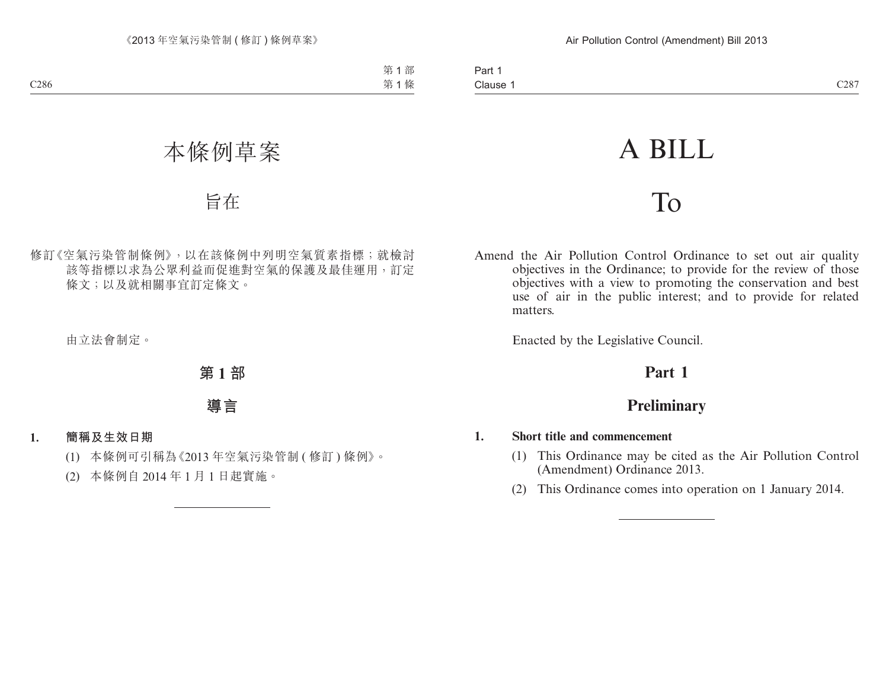# 本條例草案

## 旨在

修訂《空氣污染管制條例》，以在該條例中列明空氣質素指標；就檢討該等指標以求為公眾利益而促進對空氣的保護及最佳運用，訂定條文；以及就相關事宜訂定條文。

由立法會制定。

## 第 1 部

## 導言

**1. 簡稱及生效日期**

(1) 本條例可引稱為《2013 年空氣污染管制 (修訂) 條例》。

(2) 本條例自 2014 年 1 月 1 日起實施。

---

# A BILL

## To

Amend the Air Pollution Control Ordinance to set out air quality objectives in the Ordinance; to provide for the review of those objectives with a view to promoting the conservation and best use of air in the public interest; and to provide for related matters.

Enacted by the Legislative Council.

## Part 1

## Preliminary

**1. Short title and commencement**

(1) This Ordinance may be cited as the Air Pollution Control (Amendment) Ordinance 2013.

(2) This Ordinance comes into operation on 1 January 2014.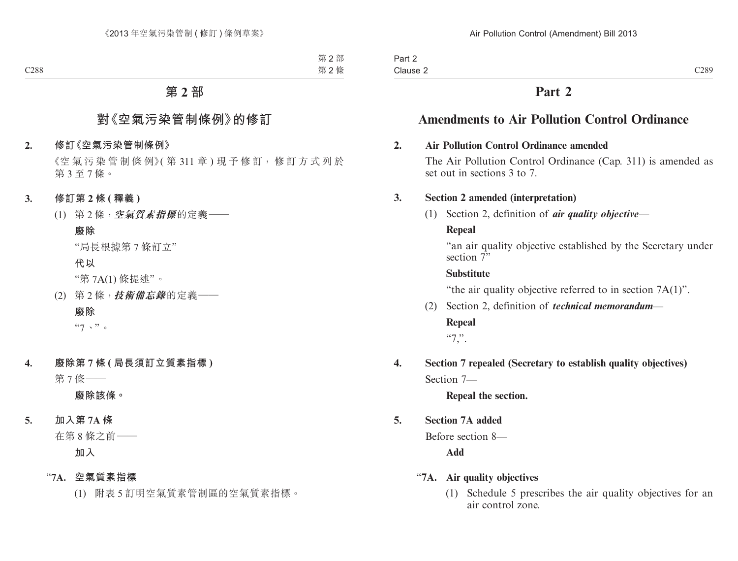# 第 2 部

## 對《空氣污染管制條例》的修訂

**2. 修訂《空氣污染管制條例》**

《空氣污染管制條例》(第 311 章) 現予修訂，修訂方式列於第 3 至 7 條。

**3. 修訂第 2 條 (釋義)**

(1) 第 2 條，***空氣質素指標***的定義——

**廢除**

“局長根據第 7 條訂立”

**代以**

“第 7A(1) 條提述”。

(2) 第 2 條，***技術備忘錄***的定義——

**廢除**

“7、”。

**4. 廢除第 7 條 (局長須訂立質素指標)**

第 7 條——

**廢除該條。**

**5. 加入第 7A 條**

在第 8 條之前——

**加入**

“**7A. 空氣質素指標**

(1) 附表 5 訂明空氣質素管制區的空氣質素指標。

# Part 2

## Amendments to Air Pollution Control Ordinance

**2. Air Pollution Control Ordinance amended**

The Air Pollution Control Ordinance (Cap. 311) is amended as set out in sections 3 to 7.

**3. Section 2 amended (interpretation)**

(1) Section 2, definition of ***air quality objective***—

**Repeal**

“an air quality objective established by the Secretary under section 7”

**Substitute**

“the air quality objective referred to in section 7A(1)”.

(2) Section 2, definition of ***technical memorandum***—

**Repeal**

“7,”.

**4. Section 7 repealed (Secretary to establish quality objectives)**

Section 7—

**Repeal the section.**

**5. Section 7A added**

Before section 8—

**Add**

“**7A. Air quality objectives**

(1) Schedule 5 prescribes the air quality objectives for an air control zone.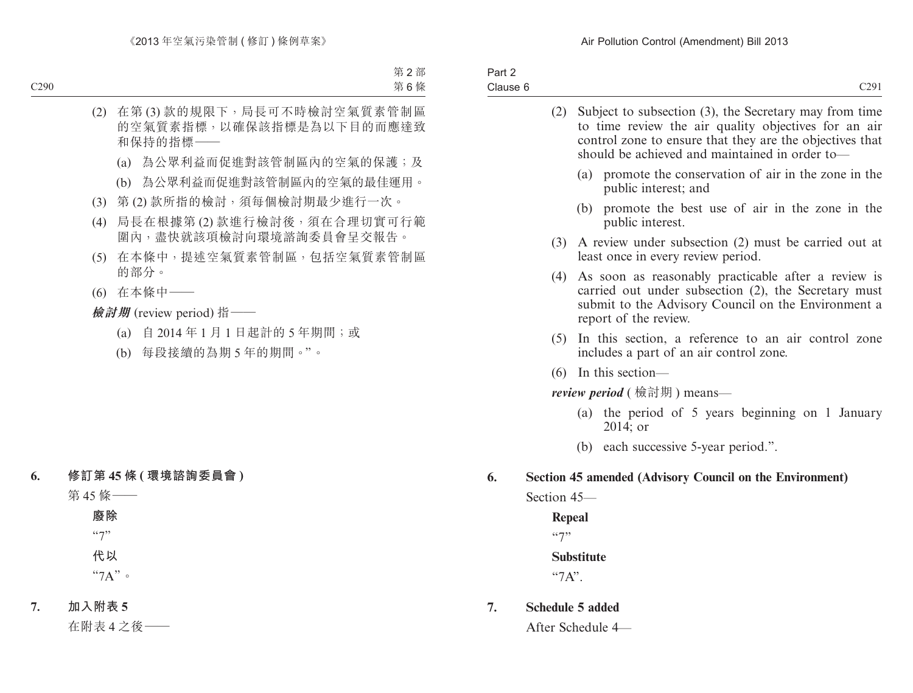(2) 在第 (3) 款的規限下，局長可不時檢討空氣質素管制區的空氣質素指標，以確保該指標是為以下目的而應達致和保持的指標——

(a) 為公眾利益而促進對該管制區內的空氣的保護；及

(b) 為公眾利益而促進對該管制區內的空氣的最佳運用。

(3) 第 (2) 款所指的檢討，須每個檢討期最少進行一次。

(4) 局長在根據第 (2) 款進行檢討後，須在合理切實可行範圍內，盡快就該項檢討向環境諮詢委員會呈交報告。

(5) 在本條中，提述空氣質素管制區，包括空氣質素管制區的部分。

(6) 在本條中——

***檢討期*** (review period) 指——

(a) 自 2014 年 1 月 1 日起計的 5 年期間；或

(b) 每段接續的為期 5 年的期間。”。

**6. 修訂第 45 條 (環境諮詢委員會)**

第 45 條——

**廢除**

“7”

**代以**

“7A”。

**7. 加入附表 5**

在附表 4 之後——

(2) Subject to subsection (3), the Secretary may from time to time review the air quality objectives for an air control zone to ensure that they are the objectives that should be achieved and maintained in order to—

(a) promote the conservation of air in the zone in the public interest; and

(b) promote the best use of air in the zone in the public interest.

(3) A review under subsection (2) must be carried out at least once in every review period.

(4) As soon as reasonably practicable after a review is carried out under subsection (2), the Secretary must submit to the Advisory Council on the Environment a report of the review.

(5) In this section, a reference to an air control zone includes a part of an air control zone.

(6) In this section—

***review period*** (檢討期) means—

(a) the period of 5 years beginning on 1 January 2014; or

(b) each successive 5-year period.”.

**6. Section 45 amended (Advisory Council on the Environment)**

Section 45—

**Repeal**

“7”

**Substitute**

“7A”.

**7. Schedule 5 added**

After Schedule 4—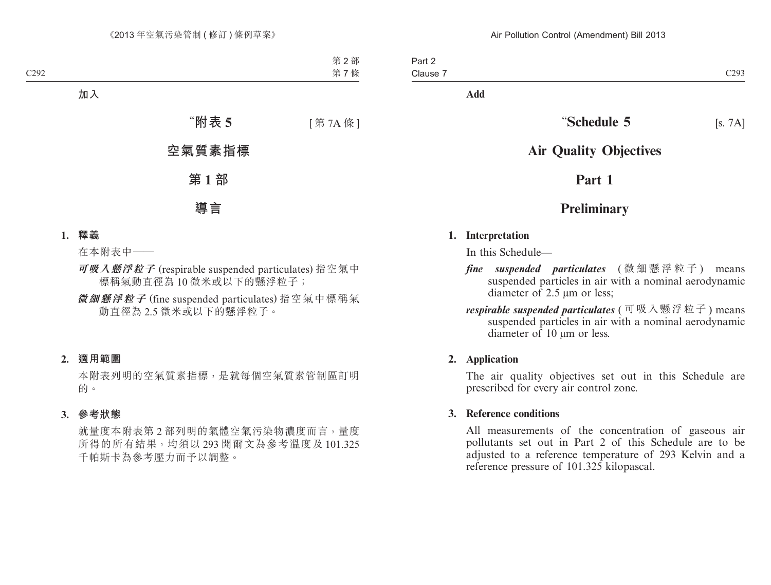加入

# “附表 5 [第 7A 條]

# 空氣質素指標

## 第 1 部

## 導言

**1. 釋義**

在本附表中——

***可吸入懸浮粒子*** (respirable suspended particulates) 指空氣中標稱氣動直徑為 10 微米或以下的懸浮粒子；

***微細懸浮粒子*** (fine suspended particulates) 指空氣中標稱氣動直徑為 2.5 微米或以下的懸浮粒子。

**2. 適用範圍**

本附表列明的空氣質素指標，是就每個空氣質素管制區訂明的。

**3. 參考狀態**

就量度本附表第 2 部列明的氣體空氣污染物濃度而言，量度所得的所有結果，均須以 293 開爾文為參考溫度及 101.325 千帕斯卡為參考壓力而予以調整。

**Add**

# “Schedule 5 [s. 7A]

# Air Quality Objectives

## Part 1

## Preliminary

**1. Interpretation**

In this Schedule—

***fine suspended particulates*** (微細懸浮粒子) means suspended particles in air with a nominal aerodynamic diameter of 2.5 μm or less;

***respirable suspended particulates*** (可吸入懸浮粒子) means suspended particles in air with a nominal aerodynamic diameter of 10 μm or less.

**2. Application**

The air quality objectives set out in this Schedule are prescribed for every air control zone.

**3. Reference conditions**

All measurements of the concentration of gaseous air pollutants set out in Part 2 of this Schedule are to be adjusted to a reference temperature of 293 Kelvin and a reference pressure of 101.325 kilopascal.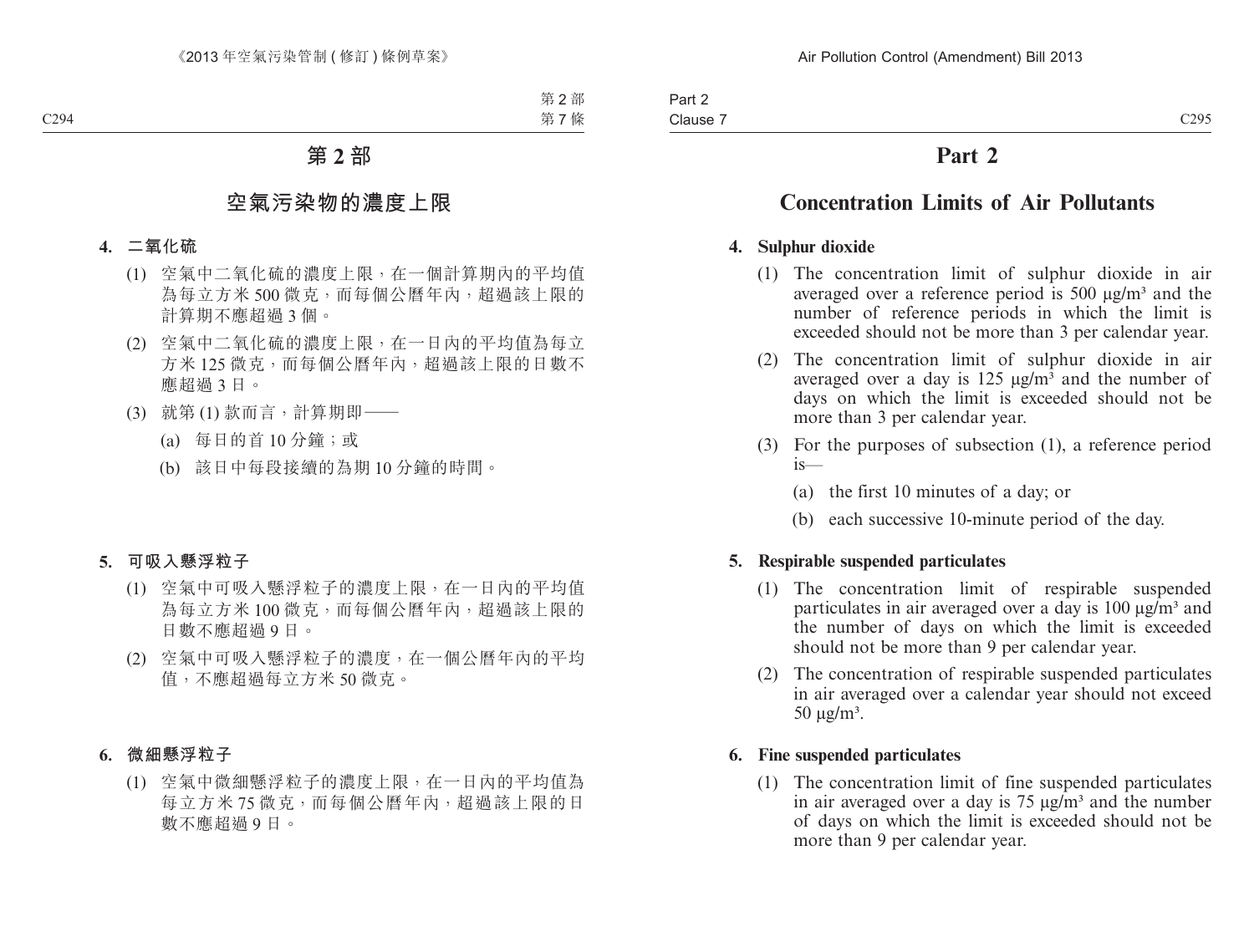# 第 2 部

## 空氣污染物的濃度上限

### 4. 二氧化硫

(1) 空氣中二氧化硫的濃度上限，在一個計算期內的平均值為每立方米 500 微克，而每個公曆年內，超過該上限的計算期不應超過 3 個。

(2) 空氣中二氧化硫的濃度上限，在一日內的平均值為每立方米 125 微克，而每個公曆年內，超過該上限的日數不應超過 3 日。

(3) 就第 (1) 款而言，計算期即——

(a) 每日的首 10 分鐘；或

(b) 該日中每段接續的為期 10 分鐘的時間。

### 5. 可吸入懸浮粒子

(1) 空氣中可吸入懸浮粒子的濃度上限，在一日內的平均值為每立方米 100 微克，而每個公曆年內，超過該上限的日數不應超過 9 日。

(2) 空氣中可吸入懸浮粒子的濃度，在一個公曆年內的平均值，不應超過每立方米 50 微克。

### 6. 微細懸浮粒子

(1) 空氣中微細懸浮粒子的濃度上限，在一日內的平均值為每立方米 75 微克，而每個公曆年內，超過該上限的日數不應超過 9 日。

# Part 2

## Concentration Limits of Air Pollutants

### 4. Sulphur dioxide

(1) The concentration limit of sulphur dioxide in air averaged over a reference period is 500 μg/m³ and the number of reference periods in which the limit is exceeded should not be more than 3 per calendar year.

(2) The concentration limit of sulphur dioxide in air averaged over a day is 125 μg/m³ and the number of days on which the limit is exceeded should not be more than 3 per calendar year.

(3) For the purposes of subsection (1), a reference period is—

(a) the first 10 minutes of a day; or

(b) each successive 10-minute period of the day.

### 5. Respirable suspended particulates

(1) The concentration limit of respirable suspended particulates in air averaged over a day is 100 μg/m³ and the number of days on which the limit is exceeded should not be more than 9 per calendar year.

(2) The concentration of respirable suspended particulates in air averaged over a calendar year should not exceed 50 μg/m³.

### 6. Fine suspended particulates

(1) The concentration limit of fine suspended particulates in air averaged over a day is 75 μg/m³ and the number of days on which the limit is exceeded should not be more than 9 per calendar year.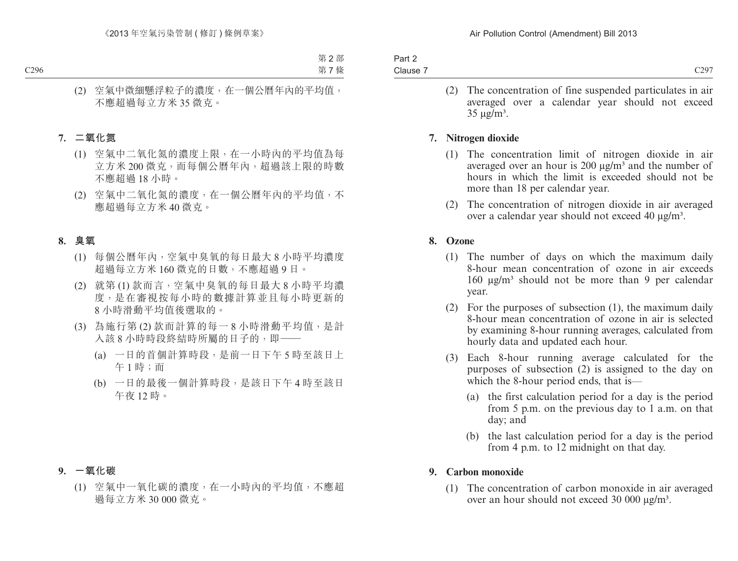(2) 空氣中微細懸浮粒子的濃度，在一個公曆年內的平均值，不應超過每立方米 35 微克。

**7. 二氧化氮**

(1) 空氣中二氧化氮的濃度上限，在一小時內的平均值為每立方米 200 微克，而每個公曆年內，超過該上限的時數不應超過 18 小時。

(2) 空氣中二氧化氮的濃度，在一個公曆年內的平均值，不應超過每立方米 40 微克。

**8. 臭氧**

(1) 每個公曆年內，空氣中臭氧的每日最大 8 小時平均濃度超過每立方米 160 微克的日數，不應超過 9 日。

(2) 就第 (1) 款而言，空氣中臭氧的每日最大 8 小時平均濃度，是在審視按每小時的數據計算並且每小時更新的 8 小時滑動平均值後選取的。

(3) 為施行第 (2) 款而計算的每一 8 小時滑動平均值，是計入該 8 小時時段終結時所屬的日子的，即——

(a) 一日的首個計算時段，是前一日下午 5 時至該日上午 1 時；而

(b) 一日的最後一個計算時段，是該日下午 4 時至該日午夜 12 時。

**9. 一氧化碳**

(1) 空氣中一氧化碳的濃度，在一小時內的平均值，不應超過每立方米 30 000 微克。

(2) The concentration of fine suspended particulates in air averaged over a calendar year should not exceed 35 μg/m³.

**7. Nitrogen dioxide**

(1) The concentration limit of nitrogen dioxide in air averaged over an hour is 200 μg/m³ and the number of hours in which the limit is exceeded should not be more than 18 per calendar year.

(2) The concentration of nitrogen dioxide in air averaged over a calendar year should not exceed 40 μg/m³.

**8. Ozone**

(1) The number of days on which the maximum daily 8-hour mean concentration of ozone in air exceeds 160 μg/m³ should not be more than 9 per calendar year.

(2) For the purposes of subsection (1), the maximum daily 8-hour mean concentration of ozone in air is selected by examining 8-hour running averages, calculated from hourly data and updated each hour.

(3) Each 8-hour running average calculated for the purposes of subsection (2) is assigned to the day on which the 8-hour period ends, that is—

(a) the first calculation period for a day is the period from 5 p.m. on the previous day to 1 a.m. on that day; and

(b) the last calculation period for a day is the period from 4 p.m. to 12 midnight on that day.

**9. Carbon monoxide**

(1) The concentration of carbon monoxide in air averaged over an hour should not exceed 30 000 μg/m³.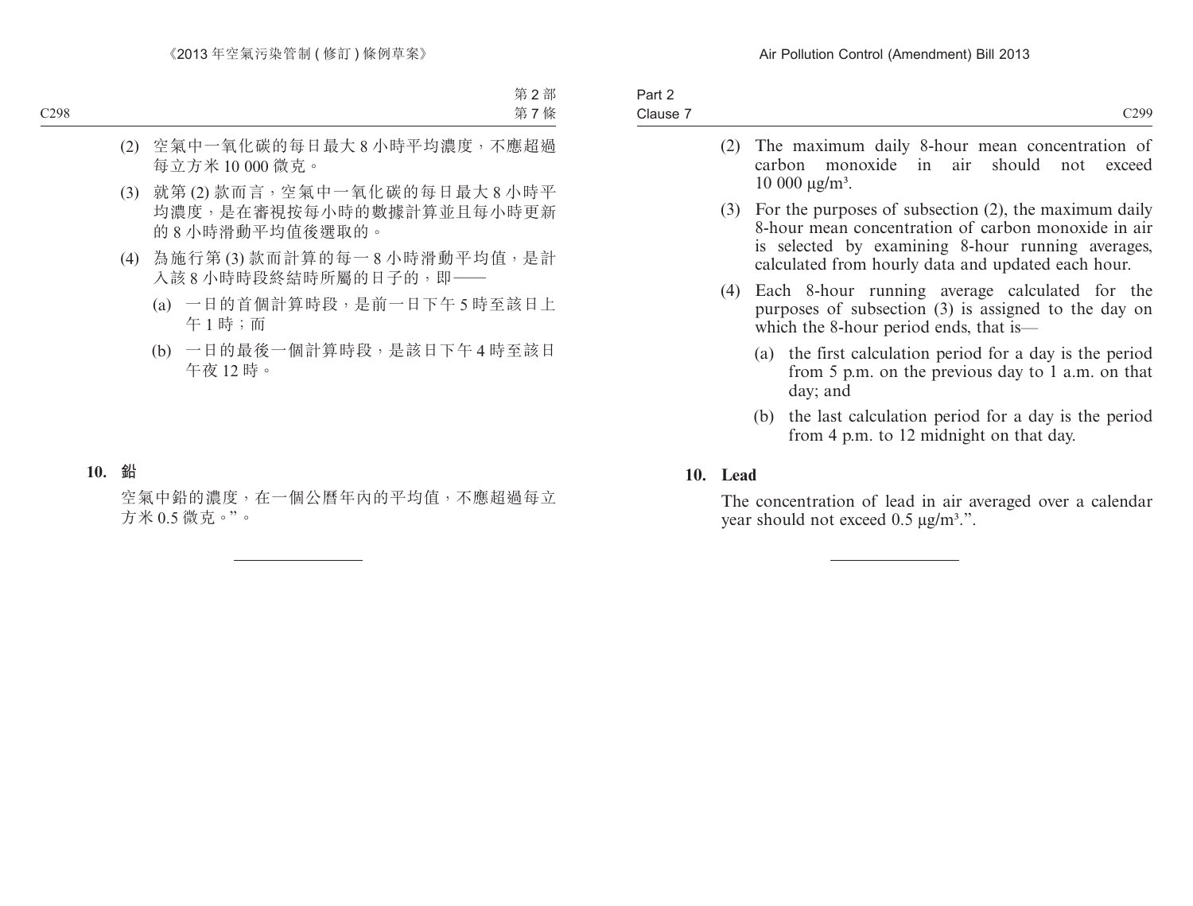(2) 空氣中一氧化碳的每日最大 8 小時平均濃度，不應超過每立方米 10 000 微克。

(3) 就第 (2) 款而言，空氣中一氧化碳的每日最大 8 小時平均濃度，是在審視按每小時的數據計算並且每小時更新的 8 小時滑動平均值後選取的。

(4) 為施行第 (3) 款而計算的每一 8 小時滑動平均值，是計入該 8 小時時段終結時所屬的日子的，即——

(a) 一日的首個計算時段，是前一日下午 5 時至該日上午 1 時；而

(b) 一日的最後一個計算時段，是該日下午 4 時至該日午夜 12 時。

**10. 鉛**

空氣中鉛的濃度，在一個公曆年內的平均值，不應超過每立方米 0.5 微克。”。

(2) The maximum daily 8-hour mean concentration of carbon monoxide in air should not exceed 10 000 μg/m³.

(3) For the purposes of subsection (2), the maximum daily 8-hour mean concentration of carbon monoxide in air is selected by examining 8-hour running averages, calculated from hourly data and updated each hour.

(4) Each 8-hour running average calculated for the purposes of subsection (3) is assigned to the day on which the 8-hour period ends, that is—

(a) the first calculation period for a day is the period from 5 p.m. on the previous day to 1 a.m. on that day; and

(b) the last calculation period for a day is the period from 4 p.m. to 12 midnight on that day.

**10. Lead**

The concentration of lead in air averaged over a calendar year should not exceed 0.5 μg/m³.”.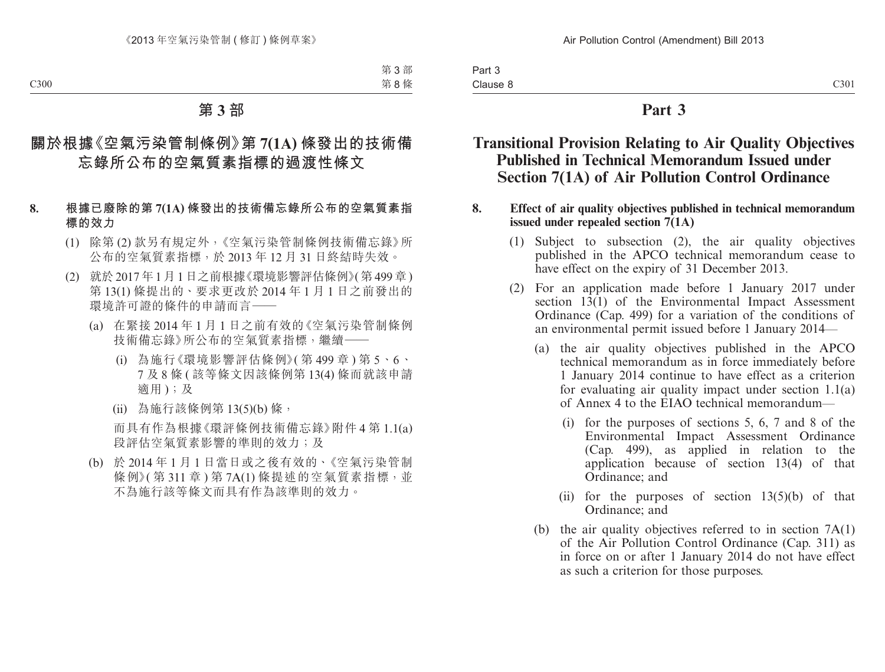# 第 3 部

## 關於根據《空氣污染管制條例》第 7(1A) 條發出的技術備忘錄所公布的空氣質素指標的過渡性條文

**8. 根據已廢除的第 7(1A) 條發出的技術備忘錄所公布的空氣質素指標的效力**

(1) 除第 (2) 款另有規定外，《空氣污染管制條例技術備忘錄》所公布的空氣質素指標，於 2013 年 12 月 31 日終結時失效。

(2) 就於 2017 年 1 月 1 日之前根據《環境影響評估條例》(第 499 章) 第 13(1) 條提出的、要求更改於 2014 年 1 月 1 日之前發出的環境許可證的條件的申請而言——

(a) 在緊接 2014 年 1 月 1 日之前有效的《空氣污染管制條例技術備忘錄》所公布的空氣質素指標，繼續——

(i) 為施行《環境影響評估條例》(第 499 章) 第 5、6、7 及 8 條 (該等條文因該條例第 13(4) 條而就該申請適用)；及

(ii) 為施行該條例第 13(5)(b) 條，

而具有作為根據《環評條例技術備忘錄》附件 4 第 1.1(a) 段評估空氣質素影響的準則的效力；及

(b) 於 2014 年 1 月 1 日當日或之後有效的、《空氣污染管制條例》(第 311 章) 第 7A(1) 條提述的空氣質素指標，並不為施行該等條文而具有作為該準則的效力。

# Part 3

## Transitional Provision Relating to Air Quality Objectives Published in Technical Memorandum Issued under Section 7(1A) of Air Pollution Control Ordinance

**8. Effect of air quality objectives published in technical memorandum issued under repealed section 7(1A)**

(1) Subject to subsection (2), the air quality objectives published in the APCO technical memorandum cease to have effect on the expiry of 31 December 2013.

(2) For an application made before 1 January 2017 under section 13(1) of the Environmental Impact Assessment Ordinance (Cap. 499) for a variation of the conditions of an environmental permit issued before 1 January 2014—

(a) the air quality objectives published in the APCO technical memorandum as in force immediately before 1 January 2014 continue to have effect as a criterion for evaluating air quality impact under section 1.1(a) of Annex 4 to the EIAO technical memorandum—

(i) for the purposes of sections 5, 6, 7 and 8 of the Environmental Impact Assessment Ordinance (Cap. 499), as applied in relation to the application because of section 13(4) of that Ordinance; and

(ii) for the purposes of section 13(5)(b) of that Ordinance; and

(b) the air quality objectives referred to in section 7A(1) of the Air Pollution Control Ordinance (Cap. 311) as in force on or after 1 January 2014 do not have effect as such a criterion for those purposes.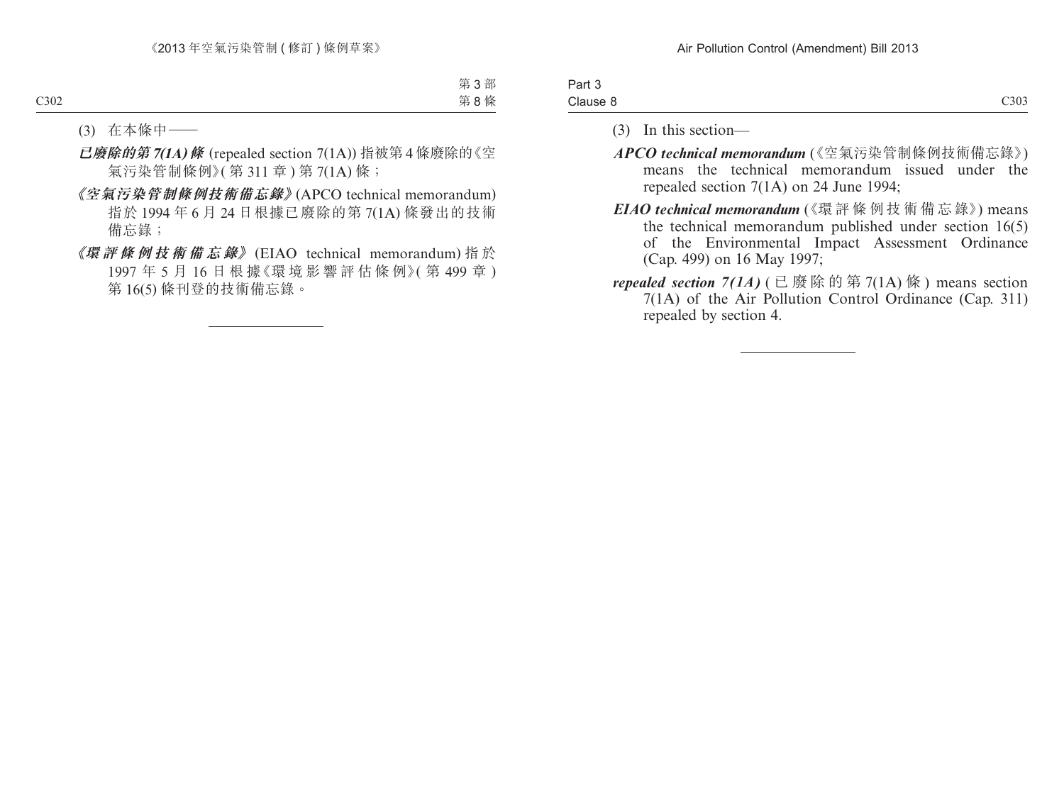(3) 在本條中——

***已廢除的第7(1A)條*** (repealed section 7(1A)) 指被第4條廢除的《空氣污染管制條例》(第311章)第7(1A)條;

***《空氣污染管制條例技術備忘錄》*** (APCO technical memorandum) 指於1994年6月24日根據已廢除的第7(1A)條發出的技術備忘錄;

***《環評條例技術備忘錄》*** (EIAO technical memorandum) 指於1997年5月16日根據《環境影響評估條例》(第499章)第16(5)條刊登的技術備忘錄。

---

(3) In this section—

***APCO technical memorandum*** (《空氣污染管制條例技術備忘錄》) means the technical memorandum issued under the repealed section 7(1A) on 24 June 1994;

***EIAO technical memorandum*** (《環評條例技術備忘錄》) means the technical memorandum published under section 16(5) of the Environmental Impact Assessment Ordinance (Cap. 499) on 16 May 1997;

***repealed section 7(1A)*** (已廢除的第7(1A)條) means section 7(1A) of the Air Pollution Control Ordinance (Cap. 311) repealed by section 4.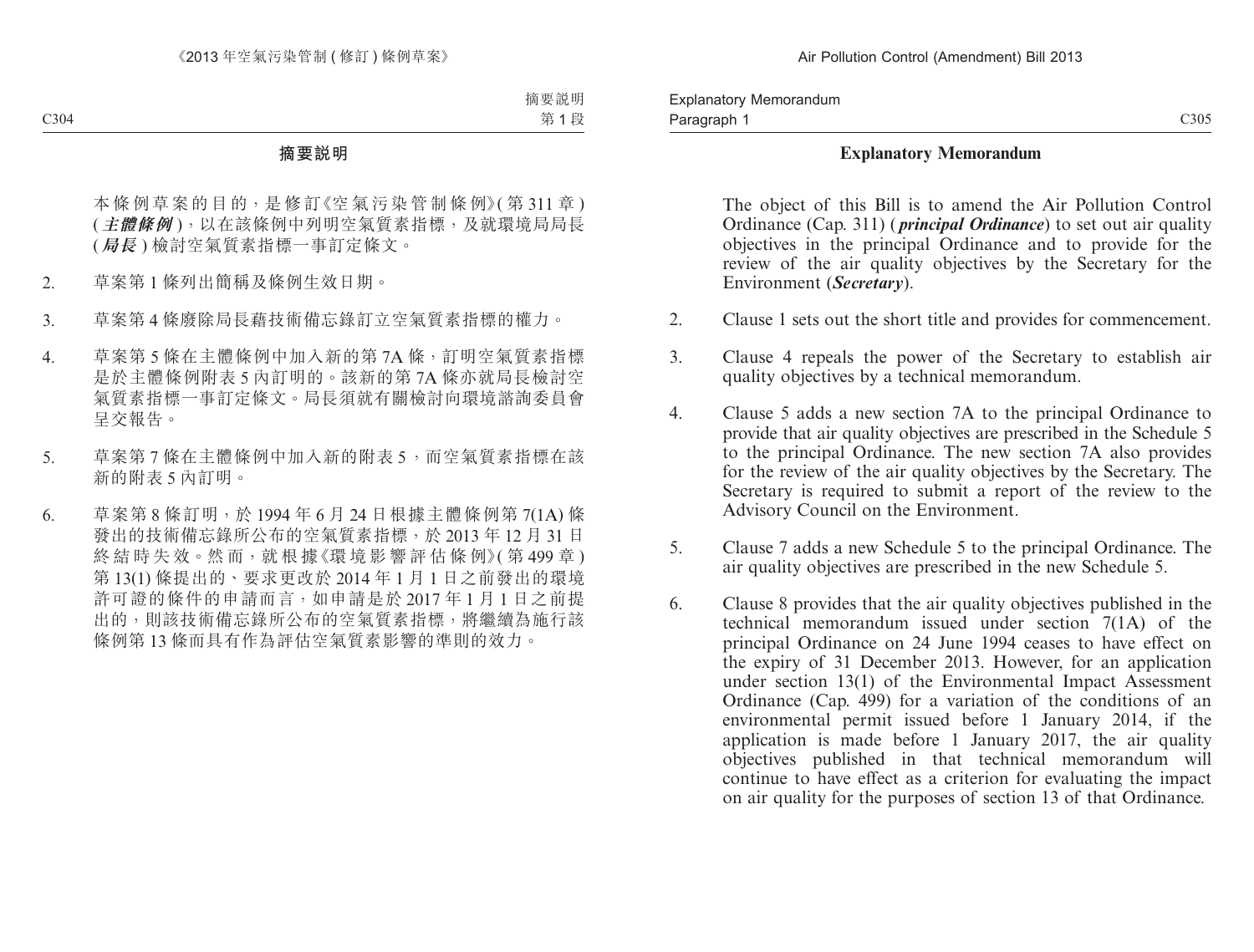## 摘要說明

本條例草案的目的，是修訂《空氣污染管制條例》(第 311 章) (***主體條例***)，以在該條例中列明空氣質素指標，及就環境局局長 (***局長***) 檢討空氣質素指標一事訂定條文。

2. 草案第 1 條列出簡稱及條例生效日期。

3. 草案第 4 條廢除局長藉技術備忘錄訂立空氣質素指標的權力。

4. 草案第 5 條在主體條例中加入新的第 7A 條，訂明空氣質素指標是於主體條例附表 5 內訂明的。該新的第 7A 條亦就局長檢討空氣質素指標一事訂定條文。局長須就有關檢討向環境諮詢委員會呈交報告。

5. 草案第 7 條在主體條例中加入新的附表 5，而空氣質素指標在該新的附表 5 內訂明。

6. 草案第 8 條訂明，於 1994 年 6 月 24 日根據主體條例第 7(1A) 條發出的技術備忘錄所公布的空氣質素指標，於 2013 年 12 月 31 日終結時失效。然而，就根據《環境影響評估條例》(第 499 章) 第 13(1) 條提出的、要求更改於 2014 年 1 月 1 日之前發出的環境許可證的條件的申請而言，如申請是於 2017 年 1 月 1 日之前提出的，則該技術備忘錄所公布的空氣質素指標，將繼續為施行該條例第 13 條而具有作為評估空氣質素影響的準則的效力。

## Explanatory Memorandum

The object of this Bill is to amend the Air Pollution Control Ordinance (Cap. 311) (***principal Ordinance***) to set out air quality objectives in the principal Ordinance and to provide for the review of the air quality objectives by the Secretary for the Environment (***Secretary***).

2. Clause 1 sets out the short title and provides for commencement.

3. Clause 4 repeals the power of the Secretary to establish air quality objectives by a technical memorandum.

4. Clause 5 adds a new section 7A to the principal Ordinance to provide that air quality objectives are prescribed in the Schedule 5 to the principal Ordinance. The new section 7A also provides for the review of the air quality objectives by the Secretary. The Secretary is required to submit a report of the review to the Advisory Council on the Environment.

5. Clause 7 adds a new Schedule 5 to the principal Ordinance. The air quality objectives are prescribed in the new Schedule 5.

6. Clause 8 provides that the air quality objectives published in the technical memorandum issued under section 7(1A) of the principal Ordinance on 24 June 1994 ceases to have effect on the expiry of 31 December 2013. However, for an application under section 13(1) of the Environmental Impact Assessment Ordinance (Cap. 499) for a variation of the conditions of an environmental permit issued before 1 January 2014, if the application is made before 1 January 2017, the air quality objectives published in that technical memorandum will continue to have effect as a criterion for evaluating the impact on air quality for the purposes of section 13 of that Ordinance.